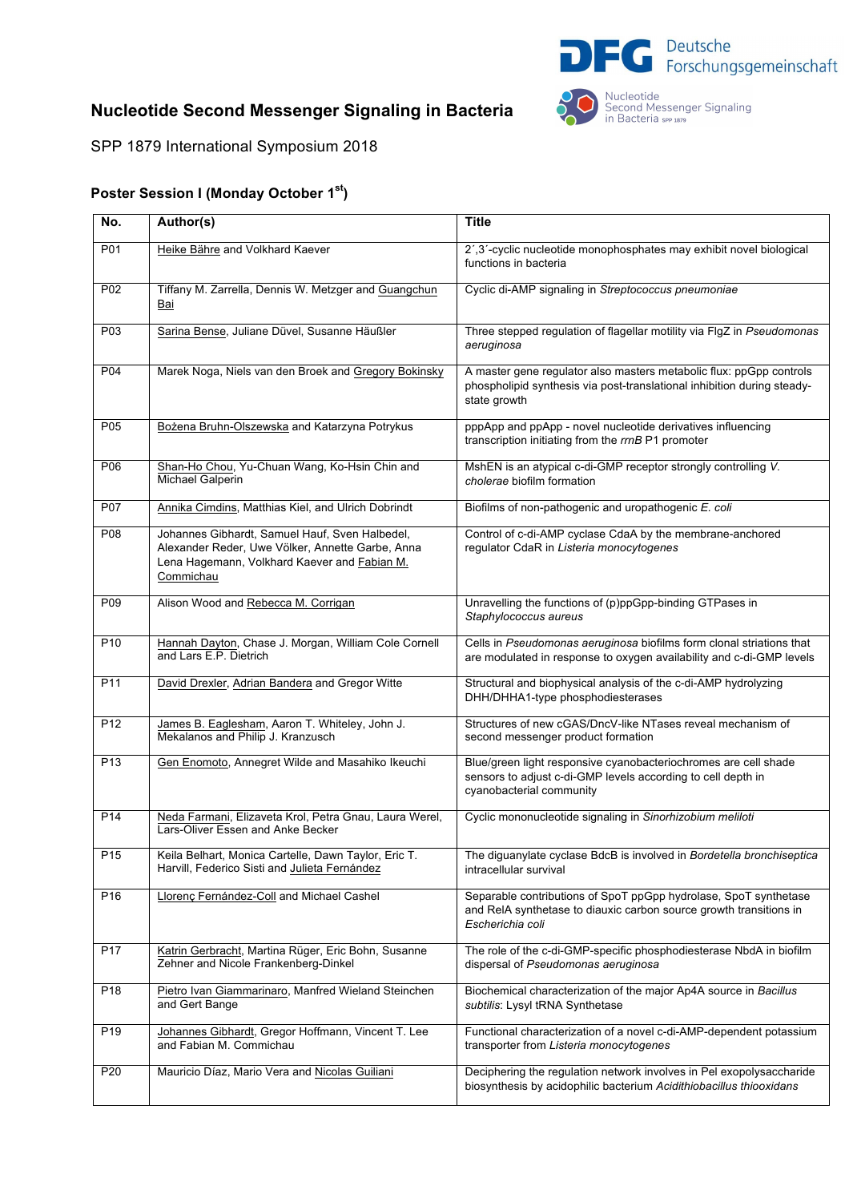# Nucleotide Second Messenger Signaling in Bacteria

SPP 1879 International Symposium 2018

## Poster Session I (Monday October 1st)

| No. | Author(s) | Title |
|---|---|---|
| P01 | Heike Bähre and Volkhard Kaever | 2´,3´-cyclic nucleotide monophosphates may exhibit novel biological functions in bacteria |
| P02 | Tiffany M. Zarrella, Dennis W. Metzger and Guangchun Bai | Cyclic di-AMP signaling in *Streptococcus pneumoniae* |
| P03 | Sarina Bense, Juliane Düvel, Susanne Häußler | Three stepped regulation of flagellar motility via FlgZ in *Pseudomonas aeruginosa* |
| P04 | Marek Noga, Niels van den Broek and Gregory Bokinsky | A master gene regulator also masters metabolic flux: ppGpp controls phospholipid synthesis via post-translational inhibition during steady-state growth |
| P05 | Bożena Bruhn-Olszewska and Katarzyna Potrykus | pppApp and ppApp - novel nucleotide derivatives influencing transcription initiating from the *rrnB* P1 promoter |
| P06 | Shan-Ho Chou, Yu-Chuan Wang, Ko-Hsin Chin and Michael Galperin | MshEN is an atypical c-di-GMP receptor strongly controlling *V. cholerae* biofilm formation |
| P07 | Annika Cimdins, Matthias Kiel, and Ulrich Dobrindt | Biofilms of non-pathogenic and uropathogenic *E. coli* |
| P08 | Johannes Gibhardt, Samuel Hauf, Sven Halbedel, Alexander Reder, Uwe Völker, Annette Garbe, Anna Lena Hagemann, Volkhard Kaever and Fabian M. Commichau | Control of c-di-AMP cyclase CdaA by the membrane-anchored regulator CdaR in *Listeria monocytogenes* |
| P09 | Alison Wood and Rebecca M. Corrigan | Unravelling the functions of (p)ppGpp-binding GTPases in *Staphylococcus aureus* |
| P10 | Hannah Dayton, Chase J. Morgan, William Cole Cornell and Lars E.P. Dietrich | Cells in *Pseudomonas aeruginosa* biofilms form clonal striations that are modulated in response to oxygen availability and c-di-GMP levels |
| P11 | David Drexler, Adrian Bandera and Gregor Witte | Structural and biophysical analysis of the c-di-AMP hydrolyzing DHH/DHHA1-type phosphodiesterases |
| P12 | James B. Eaglesham, Aaron T. Whiteley, John J. Mekalanos and Philip J. Kranzusch | Structures of new cGAS/DncV-like NTases reveal mechanism of second messenger product formation |
| P13 | Gen Enomoto, Annegret Wilde and Masahiko Ikeuchi | Blue/green light responsive cyanobacteriochromes are cell shade sensors to adjust c-di-GMP levels according to cell depth in cyanobacterial community |
| P14 | Neda Farmani, Elizaveta Krol, Petra Gnau, Laura Werel, Lars-Oliver Essen and Anke Becker | Cyclic mononucleotide signaling in *Sinorhizobium meliloti* |
| P15 | Keila Belhart, Monica Cartelle, Dawn Taylor, Eric T. Harvill, Federico Sisti and Julieta Fernández | The diguanylate cyclase BdcB is involved in *Bordetella bronchiseptica* intracellular survival |
| P16 | Llorenç Fernández-Coll and Michael Cashel | Separable contributions of SpoT ppGpp hydrolase, SpoT synthetase and RelA synthetase to diauxic carbon source growth transitions in *Escherichia coli* |
| P17 | Katrin Gerbracht, Martina Rüger, Eric Bohn, Susanne Zehner and Nicole Frankenberg-Dinkel | The role of the c-di-GMP-specific phosphodiesterase NbdA in biofilm dispersal of *Pseudomonas aeruginosa* |
| P18 | Pietro Ivan Giammarinaro, Manfred Wieland Steinchen and Gert Bange | Biochemical characterization of the major Ap4A source in *Bacillus subtilis*: Lysyl tRNA Synthetase |
| P19 | Johannes Gibhardt, Gregor Hoffmann, Vincent T. Lee and Fabian M. Commichau | Functional characterization of a novel c-di-AMP-dependent potassium transporter from *Listeria monocytogenes* |
| P20 | Mauricio Díaz, Mario Vera and Nicolas Guiliani | Deciphering the regulation network involves in Pel exopolysaccharide biosynthesis by acidophilic bacterium *Acidithiobacillus thiooxidans* |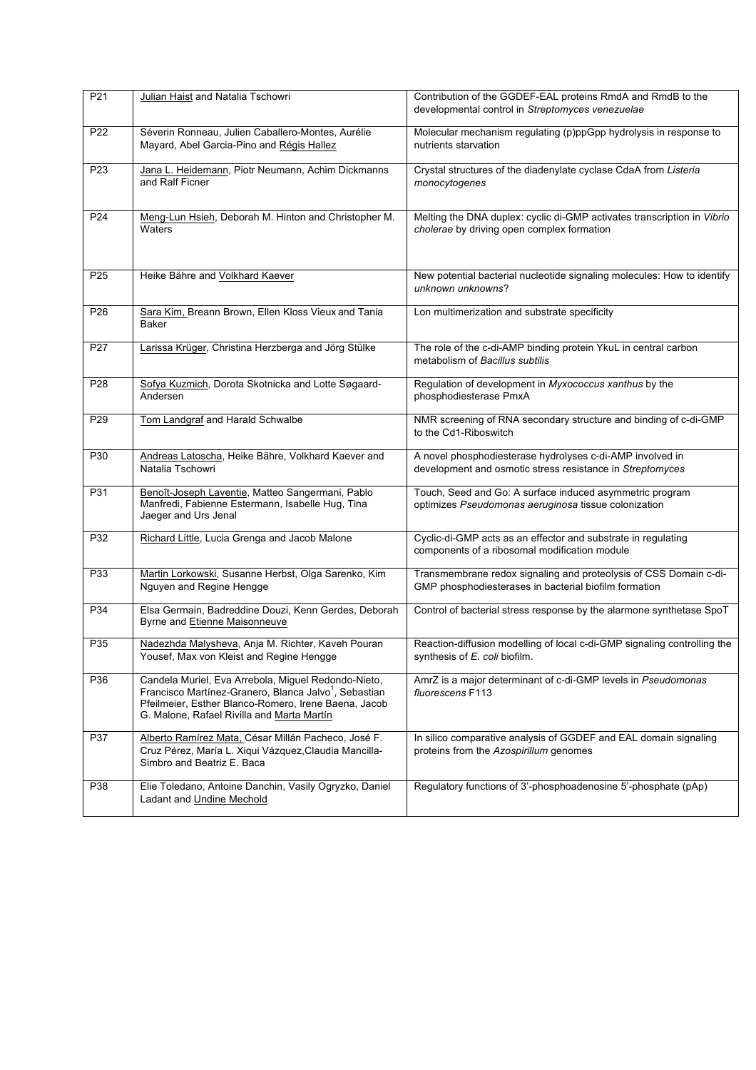| P21 | Julian Haist and Natalia Tschowri | Contribution of the GGDEF-EAL proteins RmdA and RmdB to the developmental control in *Streptomyces venezuelae* |
|---|---|---|
| P22 | Séverin Ronneau, Julien Caballero-Montes, Aurélie Mayard, Abel Garcia-Pino and Régis Hallez | Molecular mechanism regulating (p)ppGpp hydrolysis in response to nutrients starvation |
| P23 | Jana L. Heidemann, Piotr Neumann, Achim Dickmanns and Ralf Ficner | Crystal structures of the diadenylate cyclase CdaA from *Listeria monocytogenes* |
| P24 | Meng-Lun Hsieh, Deborah M. Hinton and Christopher M. Waters | Melting the DNA duplex: cyclic di-GMP activates transcription in *Vibrio cholerae* by driving open complex formation |
| P25 | Heike Bähre and Volkhard Kaever | New potential bacterial nucleotide signaling molecules: How to identify *unknown unknowns*? |
| P26 | Sara Kim, Breann Brown, Ellen Kloss Vieux and Tania Baker | Lon multimerization and substrate specificity |
| P27 | Larissa Krüger, Christina Herzberga and Jörg Stülke | The role of the c-di-AMP binding protein YkuL in central carbon metabolism of *Bacillus subtilis* |
| P28 | Sofya Kuzmich, Dorota Skotnicka and Lotte Søgaard-Andersen | Regulation of development in *Myxococcus xanthus* by the phosphodiesterase PmxA |
| P29 | Tom Landgraf and Harald Schwalbe | NMR screening of RNA secondary structure and binding of c-di-GMP to the Cd1-Riboswitch |
| P30 | Andreas Latoscha, Heike Bähre, Volkhard Kaever and Natalia Tschowri | A novel phosphodiesterase hydrolyses c-di-AMP involved in development and osmotic stress resistance in *Streptomyces* |
| P31 | Benoît-Joseph Laventie, Matteo Sangermani, Pablo Manfredi, Fabienne Estermann, Isabelle Hug, Tina Jaeger and Urs Jenal | Touch, Seed and Go: A surface induced asymmetric program optimizes *Pseudomonas aeruginosa* tissue colonization |
| P32 | Richard Little, Lucia Grenga and Jacob Malone | Cyclic-di-GMP acts as an effector and substrate in regulating components of a ribosomal modification module |
| P33 | Martin Lorkowski, Susanne Herbst, Olga Sarenko, Kim Nguyen and Regine Hengge | Transmembrane redox signaling and proteolysis of CSS Domain c-di-GMP phosphodiesterases in bacterial biofilm formation |
| P34 | Elsa Germain, Badreddine Douzi, Kenn Gerdes, Deborah Byrne and Etienne Maisonneuve | Control of bacterial stress response by the alarmone synthetase SpoT |
| P35 | Nadezhda Malysheva, Anja M. Richter, Kaveh Pouran Yousef, Max von Kleist and Regine Hengge | Reaction-diffusion modelling of local c-di-GMP signaling controlling the synthesis of *E. coli* biofilm. |
| P36 | Candela Muriel, Eva Arrebola, Miguel Redondo-Nieto, Francisco Martínez-Granero, Blanca Jalvo[1], Sebastian Pfeilmeier, Esther Blanco-Romero, Irene Baena, Jacob G. Malone, Rafael Rivilla and Marta Martín | AmrZ is a major determinant of c-di-GMP levels in *Pseudomonas fluorescens* F113 |
| P37 | Alberto Ramírez Mata, César Millán Pacheco, José F. Cruz Pérez, María L. Xiqui Vázquez,Claudia Mancilla-Simbro and Beatriz E. Baca | In silico comparative analysis of GGDEF and EAL domain signaling proteins from the *Azospirillum* genomes |
| P38 | Elie Toledano, Antoine Danchin, Vasily Ogryzko, Daniel Ladant and Undine Mechold | Regulatory functions of 3'-phosphoadenosine 5'-phosphate (pAp) |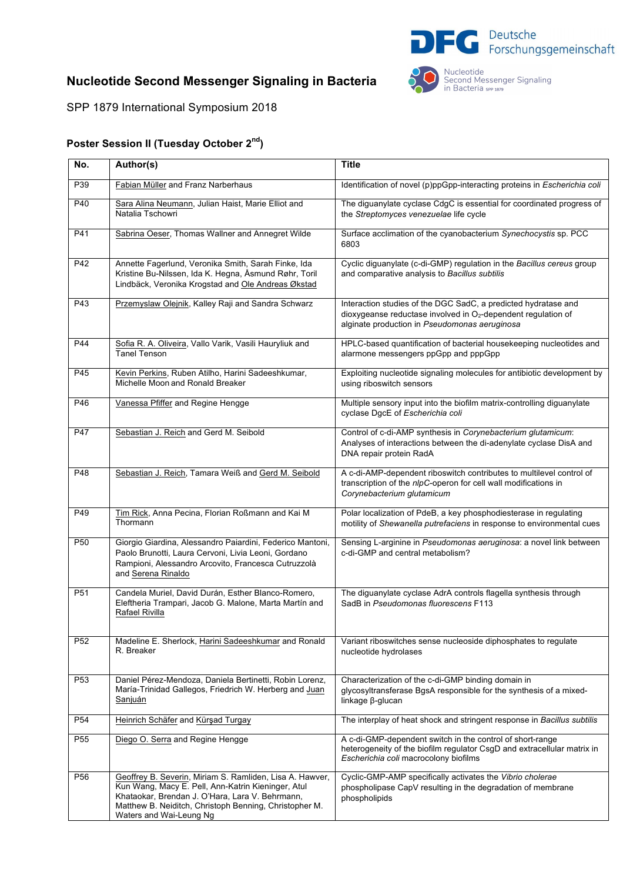# Nucleotide Second Messenger Signaling in Bacteria

SPP 1879 International Symposium 2018

### Poster Session II (Tuesday October 2nd)

| No. | Author(s) | Title |
|---|---|---|
| P39 | Fabian Müller and Franz Narberhaus | Identification of novel (p)ppGpp-interacting proteins in *Escherichia coli* |
| P40 | Sara Alina Neumann, Julian Haist, Marie Elliot and Natalia Tschowri | The diguanylate cyclase CdgC is essential for coordinated progress of the *Streptomyces venezuelae* life cycle |
| P41 | Sabrina Oeser, Thomas Wallner and Annegret Wilde | Surface acclimation of the cyanobacterium *Synechocystis* sp. PCC 6803 |
| P42 | Annette Fagerlund, Veronika Smith, Sarah Finke, Ida Kristine Bu-Nilssen, Ida K. Hegna, Åsmund Røhr, Toril Lindbäck, Veronika Krogstad and Ole Andreas Økstad | Cyclic diguanylate (c-di-GMP) regulation in the *Bacillus cereus* group and comparative analysis to *Bacillus subtilis* |
| P43 | Przemyslaw Olejnik, Kalley Raji and Sandra Schwarz | Interaction studies of the DGC SadC, a predicted hydratase and dioxygeanse reductase involved in $O_2$-dependent regulation of alginate production in *Pseudomonas aeruginosa* |
| P44 | Sofia R. A. Oliveira, Vallo Varik, Vasili Hauryliuk and Tanel Tenson | HPLC-based quantification of bacterial housekeeping nucleotides and alarmone messengers ppGpp and pppGpp |
| P45 | Kevin Perkins, Ruben Atilho, Harini Sadeeshkumar, Michelle Moon and Ronald Breaker | Exploiting nucleotide signaling molecules for antibiotic development by using riboswitch sensors |
| P46 | Vanessa Pfiffer and Regine Hengge | Multiple sensory input into the biofilm matrix-controlling diguanylate cyclase DgcE of *Escherichia coli* |
| P47 | Sebastian J. Reich and Gerd M. Seibold | Control of c-di-AMP synthesis in *Corynebacterium glutamicum*: Analyses of interactions between the di-adenylate cyclase DisA and DNA repair protein RadA |
| P48 | Sebastian J. Reich, Tamara Weiß and Gerd M. Seibold | A c-di-AMP-dependent riboswitch contributes to multilevel control of transcription of the *nlpC*-operon for cell wall modifications in *Corynebacterium glutamicum* |
| P49 | Tim Rick, Anna Pecina, Florian Roßmann and Kai M Thormann | Polar localization of PdeB, a key phosphodiesterase in regulating motility of *Shewanella putrefaciens* in response to environmental cues |
| P50 | Giorgio Giardina, Alessandro Paiardini, Federico Mantoni, Paolo Brunotti, Laura Cervoni, Livia Leoni, Gordano Rampioni, Alessandro Arcovito, Francesca Cutruzzolà and Serena Rinaldo | Sensing L-arginine in *Pseudomonas aeruginosa*: a novel link between c-di-GMP and central metabolism? |
| P51 | Candela Muriel, David Durán, Esther Blanco-Romero, Eleftheria Trampari, Jacob G. Malone, Marta Martín and Rafael Rivilla | The diguanylate cyclase AdrA controls flagella synthesis through SadB in *Pseudomonas fluorescens* F113 |
| P52 | Madeline E. Sherlock, Harini Sadeeshkumar and Ronald R. Breaker | Variant riboswitches sense nucleoside diphosphates to regulate nucleotide hydrolases |
| P53 | Daniel Pérez-Mendoza, Daniela Bertinetti, Robin Lorenz, María-Trinidad Gallegos, Friedrich W. Herberg and Juan Sanjuán | Characterization of the c-di-GMP binding domain in glycosyltransferase BgsA responsible for the synthesis of a mixed-linkage β-glucan |
| P54 | Heinrich Schäfer and Kürşad Turgay | The interplay of heat shock and stringent response in *Bacillus subtilis* |
| P55 | Diego O. Serra and Regine Hengge | A c-di-GMP-dependent switch in the control of short-range heterogeneity of the biofilm regulator CsgD and extracellular matrix in *Escherichia coli* macrocolony biofilms |
| P56 | Geoffrey B. Severin, Miriam S. Ramliden, Lisa A. Hawver, Kun Wang, Macy E. Pell, Ann-Katrin Kieninger, Atul Khataokar, Brendan J. O'Hara, Lara V. Behrmann, Matthew B. Neiditch, Christoph Benning, Christopher M. Waters and Wai-Leung Ng | Cyclic-GMP-AMP specifically activates the *Vibrio cholerae* phospholipase CapV resulting in the degradation of membrane phospholipids |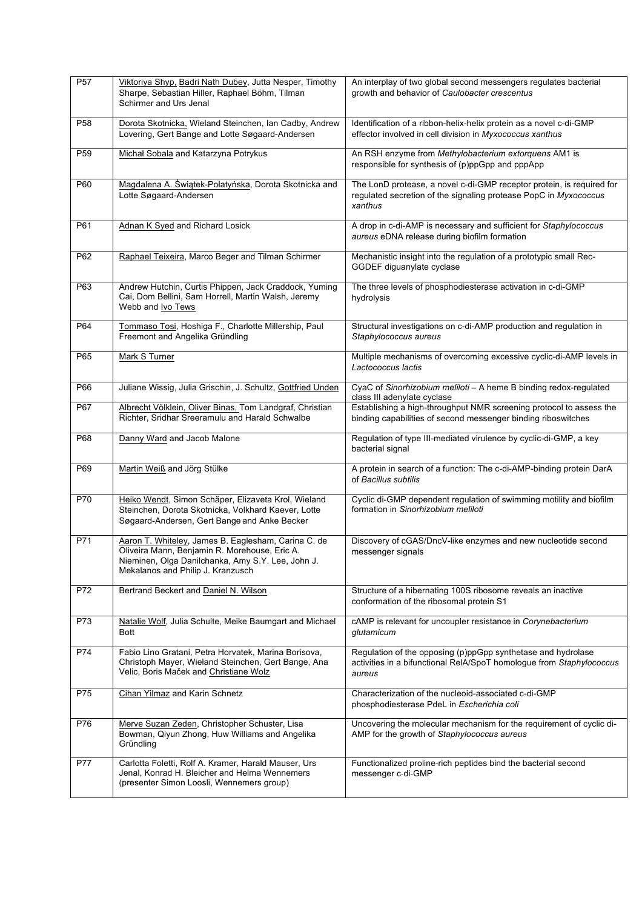| | | |
|---|---|---|
| P57 | Viktoriya Shyp, Badri Nath Dubey, Jutta Nesper, Timothy Sharpe, Sebastian Hiller, Raphael Böhm, Tilman Schirmer and Urs Jenal | An interplay of two global second messengers regulates bacterial growth and behavior of *Caulobacter crescentus* |
| P58 | Dorota Skotnicka, Wieland Steinchen, Ian Cadby, Andrew Lovering, Gert Bange and Lotte Søgaard-Andersen | Identification of a ribbon-helix-helix protein as a novel c-di-GMP effector involved in cell division in *Myxococcus xanthus* |
| P59 | Michał Sobala and Katarzyna Potrykus | An RSH enzyme from *Methylobacterium extorquens* AM1 is responsible for synthesis of (p)ppGpp and pppApp |
| P60 | Magdalena A. Świątek-Połatyńska, Dorota Skotnicka and Lotte Søgaard-Andersen | The LonD protease, a novel c-di-GMP receptor protein, is required for regulated secretion of the signaling protease PopC in *Myxococcus xanthus* |
| P61 | Adnan K Syed and Richard Losick | A drop in c-di-AMP is necessary and sufficient for *Staphylococcus aureus* eDNA release during biofilm formation |
| P62 | Raphael Teixeira, Marco Beger and Tilman Schirmer | Mechanistic insight into the regulation of a prototypic small Rec-GGDEF diguanylate cyclase |
| P63 | Andrew Hutchin, Curtis Phippen, Jack Craddock, Yuming Cai, Dom Bellini, Sam Horrell, Martin Walsh, Jeremy Webb and Ivo Tews | The three levels of phosphodiesterase activation in c-di-GMP hydrolysis |
| P64 | Tommaso Tosi, Hoshiga F., Charlotte Millership, Paul Freemont and Angelika Gründling | Structural investigations on c-di-AMP production and regulation in *Staphylococcus aureus* |
| P65 | Mark S Turner | Multiple mechanisms of overcoming excessive cyclic-di-AMP levels in *Lactococcus lactis* |
| P66 | Juliane Wissig, Julia Grischin, J. Schultz, Gottfried Unden | CyaC of *Sinorhizobium meliloti* – A heme B binding redox-regulated class III adenylate cyclase |
| P67 | Albrecht Völklein, Oliver Binas, Tom Landgraf, Christian Richter, Sridhar Sreeramulu and Harald Schwalbe | Establishing a high-throughput NMR screening protocol to assess the binding capabilities of second messenger binding riboswitches |
| P68 | Danny Ward and Jacob Malone | Regulation of type III-mediated virulence by cyclic-di-GMP, a key bacterial signal |
| P69 | Martin Weiß and Jörg Stülke | A protein in search of a function: The c-di-AMP-binding protein DarA of *Bacillus subtilis* |
| P70 | Heiko Wendt, Simon Schäper, Elizaveta Krol, Wieland Steinchen, Dorota Skotnicka, Volkhard Kaever, Lotte Søgaard-Andersen, Gert Bange and Anke Becker | Cyclic di-GMP dependent regulation of swimming motility and biofilm formation in *Sinorhizobium meliloti* |
| P71 | Aaron T. Whiteley, James B. Eaglesham, Carina C. de Oliveira Mann, Benjamin R. Morehouse, Eric A. Nieminen, Olga Danilchanka, Amy S.Y. Lee, John J. Mekalanos and Philip J. Kranzusch | Discovery of cGAS/DncV-like enzymes and new nucleotide second messenger signals |
| P72 | Bertrand Beckert and Daniel N. Wilson | Structure of a hibernating 100S ribosome reveals an inactive conformation of the ribosomal protein S1 |
| P73 | Natalie Wolf, Julia Schulte, Meike Baumgart and Michael Bott | cAMP is relevant for uncoupler resistance in *Corynebacterium glutamicum* |
| P74 | Fabio Lino Gratani, Petra Horvatek, Marina Borisova, Christoph Mayer, Wieland Steinchen, Gert Bange, Ana Velic, Boris Maček and Christiane Wolz | Regulation of the opposing (p)ppGpp synthetase and hydrolase activities in a bifunctional RelA/SpoT homologue from *Staphylococcus aureus* |
| P75 | Cihan Yilmaz and Karin Schnetz | Characterization of the nucleoid-associated c-di-GMP phosphodiesterase PdeL in *Escherichia coli* |
| P76 | Merve Suzan Zeden, Christopher Schuster, Lisa Bowman, Qiyun Zhong, Huw Williams and Angelika Gründling | Uncovering the molecular mechanism for the requirement of cyclic di-AMP for the growth of *Staphylococcus aureus* |
| P77 | Carlotta Foletti, Rolf A. Kramer, Harald Mauser, Urs Jenal, Konrad H. Bleicher and Helma Wennemers (presenter Simon Loosli, Wennemers group) | Functionalized proline-rich peptides bind the bacterial second messenger c-di-GMP |